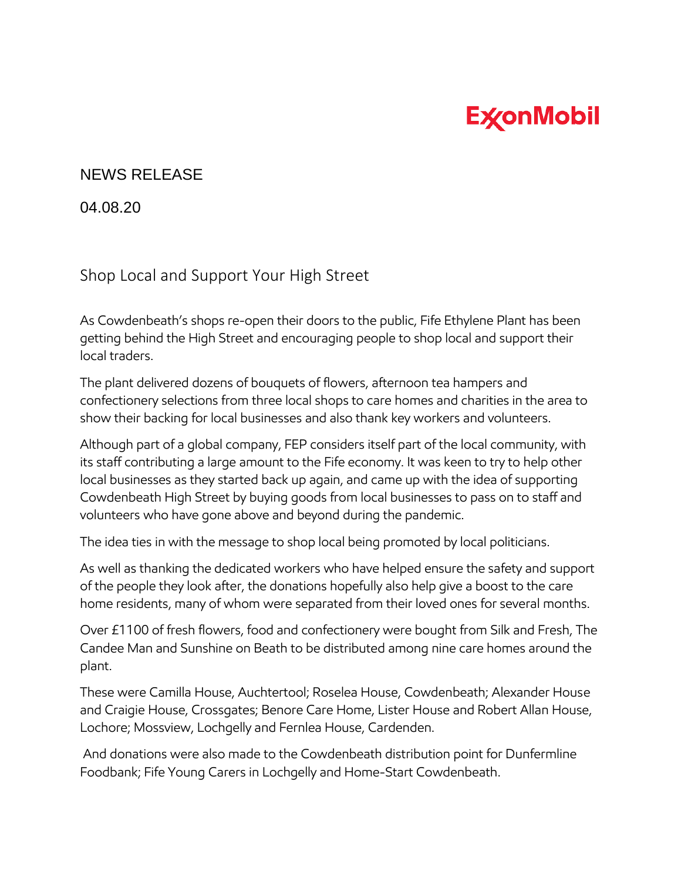ExxonMobil

NEWS RELEASE

04.08.20

# Shop Local and Support Your High Street

As Cowdenbeath's shops re-open their doors to the public, Fife Ethylene Plant has been getting behind the High Street and encouraging people to shop local and support their local traders.

The plant delivered dozens of bouquets of flowers, afternoon tea hampers and confectionery selections from three local shops to care homes and charities in the area to show their backing for local businesses and also thank key workers and volunteers.

Although part of a global company, FEP considers itself part of the local community, with its staff contributing a large amount to the Fife economy. It was keen to try to help other local businesses as they started back up again, and came up with the idea of supporting Cowdenbeath High Street by buying goods from local businesses to pass on to staff and volunteers who have gone above and beyond during the pandemic.

The idea ties in with the message to shop local being promoted by local politicians.

As well as thanking the dedicated workers who have helped ensure the safety and support of the people they look after, the donations hopefully also help give a boost to the care home residents, many of whom were separated from their loved ones for several months.

Over £1100 of fresh flowers, food and confectionery were bought from Silk and Fresh, The Candee Man and Sunshine on Beath to be distributed among nine care homes around the plant.

These were Camilla House, Auchtertool; Roselea House, Cowdenbeath; Alexander House and Craigie House, Crossgates; Benore Care Home, Lister House and Robert Allan House, Lochore; Mossview, Lochgelly and Fernlea House, Cardenden.

And donations were also made to the Cowdenbeath distribution point for Dunfermline Foodbank; Fife Young Carers in Lochgelly and Home-Start Cowdenbeath.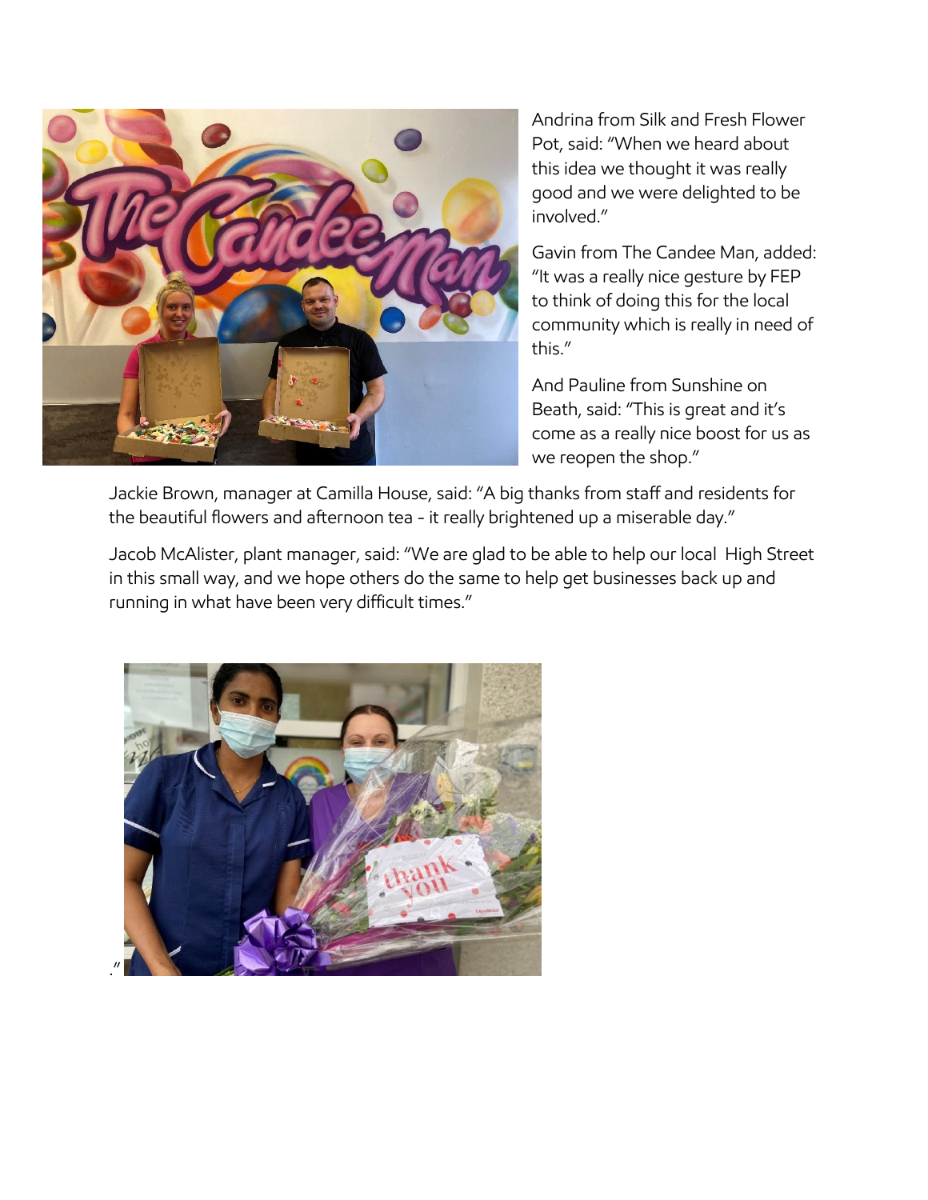Andrina from Silk and Fresh Flower Pot, said: "When we heard about this idea we thought it was really good and we were delighted to be involved."

Gavin from The Candee Man, added: "It was a really nice gesture by FEP to think of doing this for the local community which is really in need of this."

And Pauline from Sunshine on Beath, said: "This is great and it's come as a really nice boost for us as we reopen the shop."

Jackie Brown, manager at Camilla House, said: "A big thanks from staff and residents for the beautiful flowers and afternoon tea - it really brightened up a miserable day."

Jacob McAlister, plant manager, said: "We are glad to be able to help our local High Street in this small way, and we hope others do the same to help get businesses back up and running in what have been very difficult times."

."